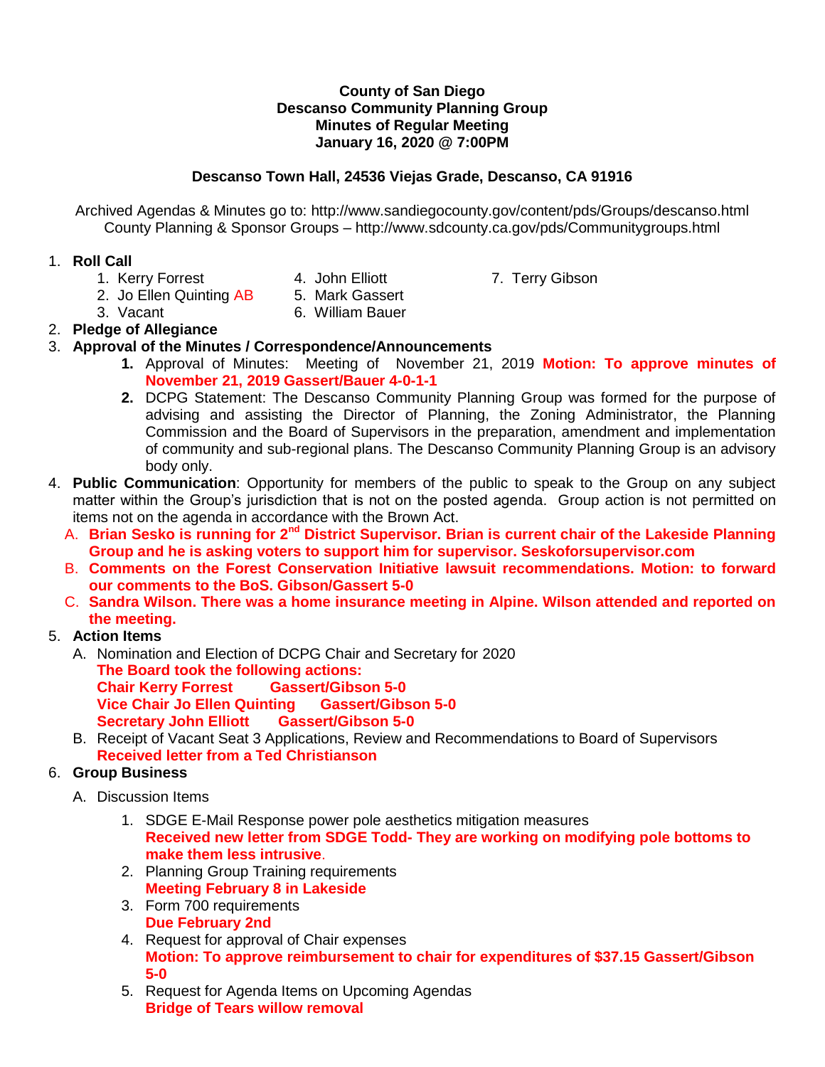**County of San Diego**
**Descanso Community Planning Group**
**Minutes of Regular Meeting**
**January 16, 2020 @ 7:00PM**

**Descanso Town Hall, 24536 Viejas Grade, Descanso, CA 91916**

Archived Agendas & Minutes go to: http://www.sandiegocounty.gov/content/pds/Groups/descanso.html
County Planning & Sponsor Groups – http://www.sdcounty.ca.gov/pds/Communitygroups.html

1. **Roll Call**
   1. Kerry Forrest
   2. Jo Ellen Quinting AB
   3. Vacant
   4. John Elliott
   5. Mark Gassert
   6. William Bauer
   7. Terry Gibson
2. **Pledge of Allegiance**
3. **Approval of the Minutes / Correspondence/Announcements**
   1. Approval of Minutes: Meeting of November 21, 2019 **Motion: To approve minutes of November 21, 2019 Gassert/Bauer 4-0-1-1**
   2. DCPG Statement: The Descanso Community Planning Group was formed for the purpose of advising and assisting the Director of Planning, the Zoning Administrator, the Planning Commission and the Board of Supervisors in the preparation, amendment and implementation of community and sub-regional plans. The Descanso Community Planning Group is an advisory body only.
4. **Public Communication**: Opportunity for members of the public to speak to the Group on any subject matter within the Group's jurisdiction that is not on the posted agenda. Group action is not permitted on items not on the agenda in accordance with the Brown Act.
   A. **Brian Sesko is running for 2nd District Supervisor. Brian is current chair of the Lakeside Planning Group and he is asking voters to support him for supervisor. Seskoforsupervisor.com**
   B. **Comments on the Forest Conservation Initiative lawsuit recommendations. Motion: to forward our comments to the BoS. Gibson/Gassert 5-0**
   C. **Sandra Wilson. There was a home insurance meeting in Alpine. Wilson attended and reported on the meeting.**
5. **Action Items**
   A. Nomination and Election of DCPG Chair and Secretary for 2020
   **The Board took the following actions:**
   **Chair Kerry Forrest Gassert/Gibson 5-0**
   **Vice Chair Jo Ellen Quinting Gassert/Gibson 5-0**
   **Secretary John Elliott Gassert/Gibson 5-0**
   B. Receipt of Vacant Seat 3 Applications, Review and Recommendations to Board of Supervisors
   **Received letter from a Ted Christianson**
6. **Group Business**
   A. Discussion Items
      1. SDGE E-Mail Response power pole aesthetics mitigation measures
      **Received new letter from SDGE Todd- They are working on modifying pole bottoms to make them less intrusive**.
      2. Planning Group Training requirements
      **Meeting February 8 in Lakeside**
      3. Form 700 requirements
      **Due February 2nd**
      4. Request for approval of Chair expenses
      **Motion: To approve reimbursement to chair for expenditures of $37.15 Gassert/Gibson 5-0**
      5. Request for Agenda Items on Upcoming Agendas
      **Bridge of Tears willow removal**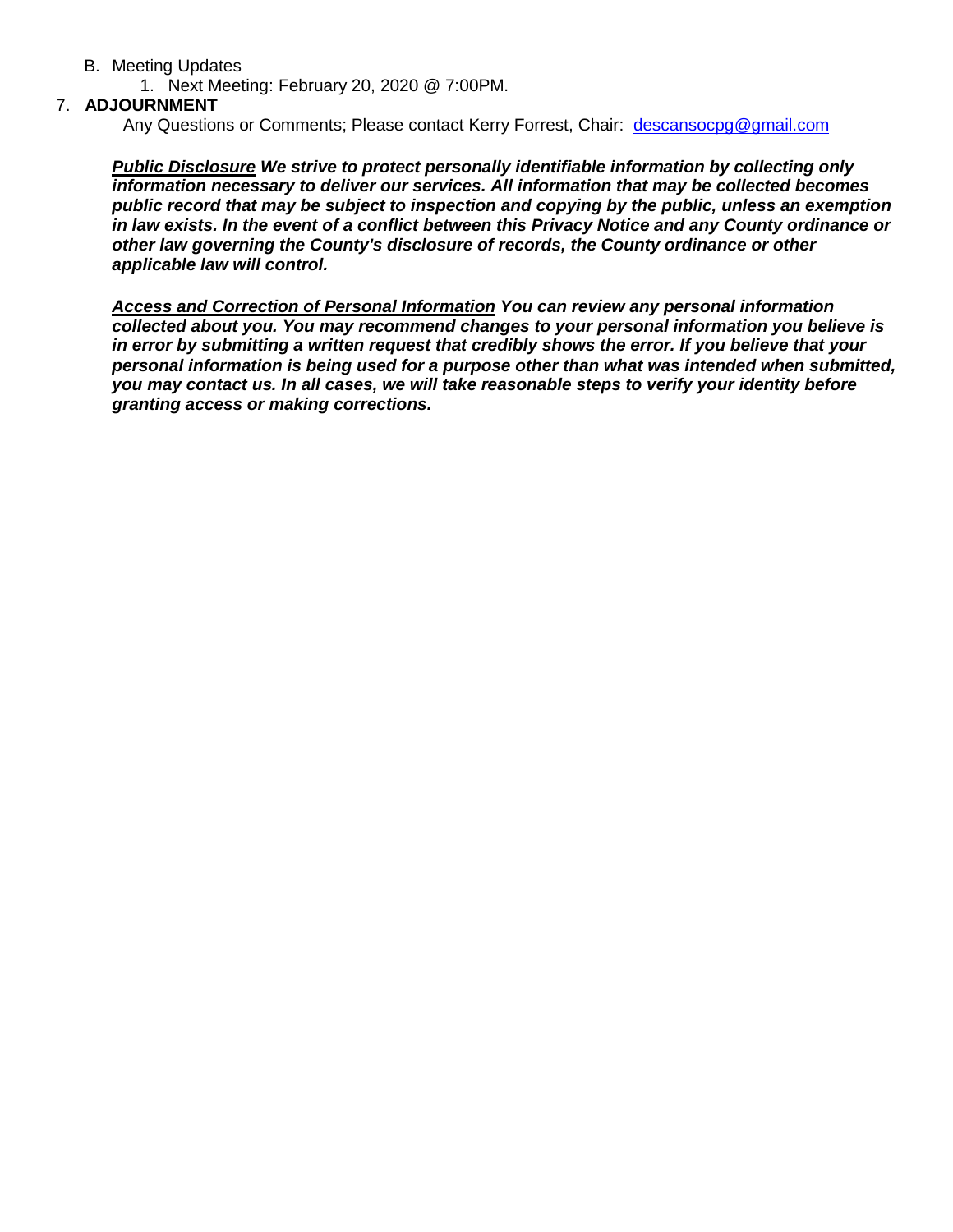B. Meeting Updates
   1. Next Meeting: February 20, 2020 @ 7:00PM.

7. **ADJOURNMENT**

   Any Questions or Comments; Please contact Kerry Forrest, Chair: descansocpg@gmail.com

***Public Disclosure*** ***We strive to protect personally identifiable information by collecting only information necessary to deliver our services. All information that may be collected becomes public record that may be subject to inspection and copying by the public, unless an exemption in law exists. In the event of a conflict between this Privacy Notice and any County ordinance or other law governing the County's disclosure of records, the County ordinance or other applicable law will control.***

***Access and Correction of Personal Information*** ***You can review any personal information collected about you. You may recommend changes to your personal information you believe is in error by submitting a written request that credibly shows the error. If you believe that your personal information is being used for a purpose other than what was intended when submitted, you may contact us. In all cases, we will take reasonable steps to verify your identity before granting access or making corrections.***